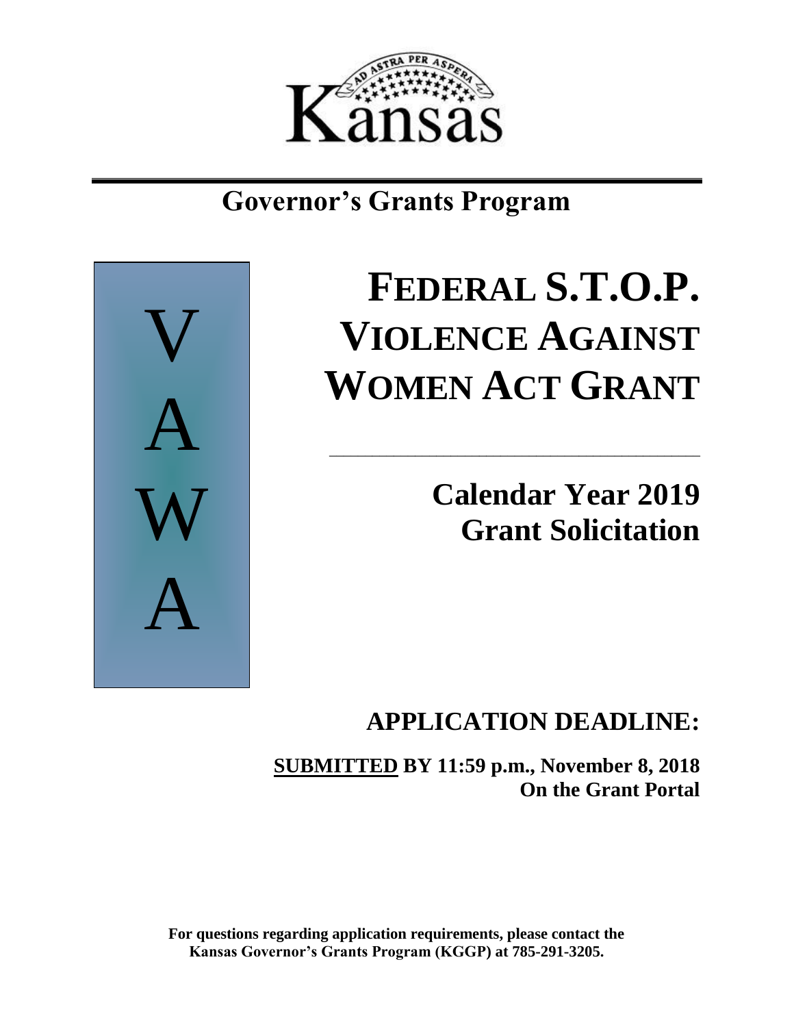Kansas

AD ASTRA PER ASPERA

# Governor's Grants Program

V
A
W
A

# FEDERAL S.T.O.P. VIOLENCE AGAINST WOMEN ACT GRANT

## Calendar Year 2019 Grant Solicitation

## APPLICATION DEADLINE:

**SUBMITTED BY 11:59 p.m., November 8, 2018**
**On the Grant Portal**

**For questions regarding application requirements, please contact the Kansas Governor's Grants Program (KGGP) at 785-291-3205.**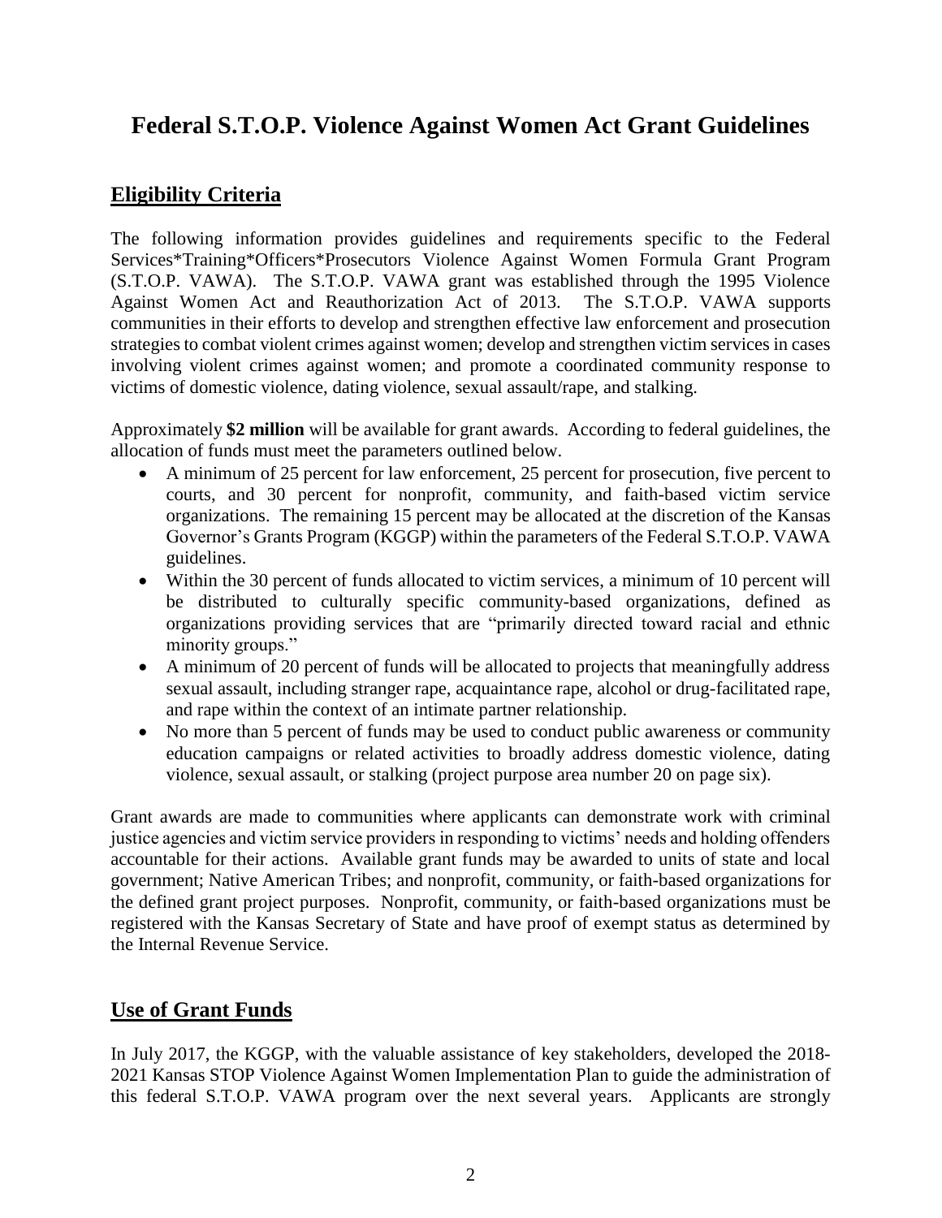# Federal S.T.O.P. Violence Against Women Act Grant Guidelines

## Eligibility Criteria

The following information provides guidelines and requirements specific to the Federal Services*Training*Officers*Prosecutors Violence Against Women Formula Grant Program (S.T.O.P. VAWA). The S.T.O.P. VAWA grant was established through the 1995 Violence Against Women Act and Reauthorization Act of 2013. The S.T.O.P. VAWA supports communities in their efforts to develop and strengthen effective law enforcement and prosecution strategies to combat violent crimes against women; develop and strengthen victim services in cases involving violent crimes against women; and promote a coordinated community response to victims of domestic violence, dating violence, sexual assault/rape, and stalking.

Approximately **$2 million** will be available for grant awards. According to federal guidelines, the allocation of funds must meet the parameters outlined below.

- A minimum of 25 percent for law enforcement, 25 percent for prosecution, five percent to courts, and 30 percent for nonprofit, community, and faith-based victim service organizations. The remaining 15 percent may be allocated at the discretion of the Kansas Governor's Grants Program (KGGP) within the parameters of the Federal S.T.O.P. VAWA guidelines.
- Within the 30 percent of funds allocated to victim services, a minimum of 10 percent will be distributed to culturally specific community-based organizations, defined as organizations providing services that are "primarily directed toward racial and ethnic minority groups."
- A minimum of 20 percent of funds will be allocated to projects that meaningfully address sexual assault, including stranger rape, acquaintance rape, alcohol or drug-facilitated rape, and rape within the context of an intimate partner relationship.
- No more than 5 percent of funds may be used to conduct public awareness or community education campaigns or related activities to broadly address domestic violence, dating violence, sexual assault, or stalking (project purpose area number 20 on page six).

Grant awards are made to communities where applicants can demonstrate work with criminal justice agencies and victim service providers in responding to victims' needs and holding offenders accountable for their actions. Available grant funds may be awarded to units of state and local government; Native American Tribes; and nonprofit, community, or faith-based organizations for the defined grant project purposes. Nonprofit, community, or faith-based organizations must be registered with the Kansas Secretary of State and have proof of exempt status as determined by the Internal Revenue Service.

## Use of Grant Funds

In July 2017, the KGGP, with the valuable assistance of key stakeholders, developed the 2018-2021 Kansas STOP Violence Against Women Implementation Plan to guide the administration of this federal S.T.O.P. VAWA program over the next several years. Applicants are strongly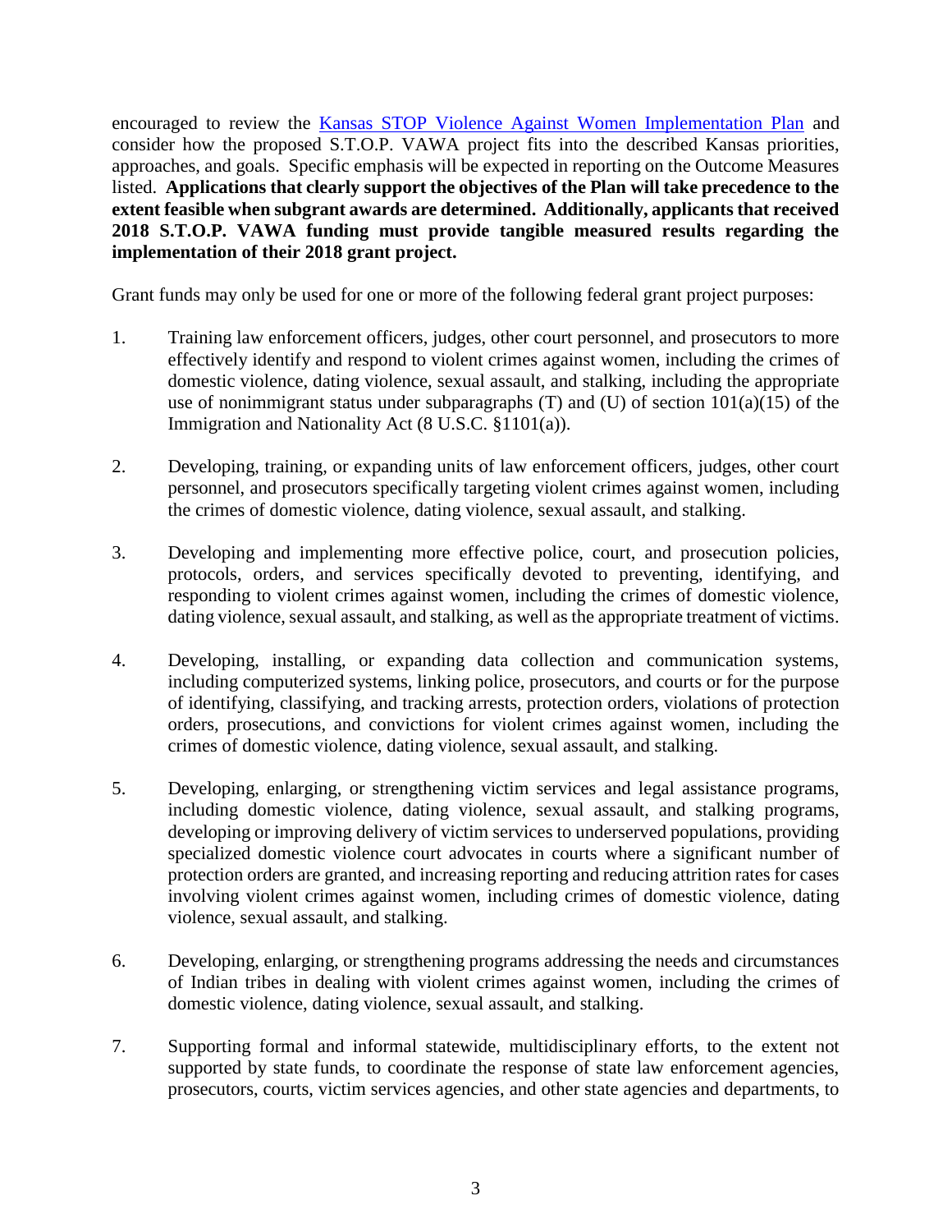encouraged to review the [Kansas STOP Violence Against Women Implementation Plan] and consider how the proposed S.T.O.P. VAWA project fits into the described Kansas priorities, approaches, and goals. Specific emphasis will be expected in reporting on the Outcome Measures listed. **Applications that clearly support the objectives of the Plan will take precedence to the extent feasible when subgrant awards are determined. Additionally, applicants that received 2018 S.T.O.P. VAWA funding must provide tangible measured results regarding the implementation of their 2018 grant project.**

Grant funds may only be used for one or more of the following federal grant project purposes:

1. Training law enforcement officers, judges, other court personnel, and prosecutors to more effectively identify and respond to violent crimes against women, including the crimes of domestic violence, dating violence, sexual assault, and stalking, including the appropriate use of nonimmigrant status under subparagraphs (T) and (U) of section 101(a)(15) of the Immigration and Nationality Act (8 U.S.C. §1101(a)).

2. Developing, training, or expanding units of law enforcement officers, judges, other court personnel, and prosecutors specifically targeting violent crimes against women, including the crimes of domestic violence, dating violence, sexual assault, and stalking.

3. Developing and implementing more effective police, court, and prosecution policies, protocols, orders, and services specifically devoted to preventing, identifying, and responding to violent crimes against women, including the crimes of domestic violence, dating violence, sexual assault, and stalking, as well as the appropriate treatment of victims.

4. Developing, installing, or expanding data collection and communication systems, including computerized systems, linking police, prosecutors, and courts or for the purpose of identifying, classifying, and tracking arrests, protection orders, violations of protection orders, prosecutions, and convictions for violent crimes against women, including the crimes of domestic violence, dating violence, sexual assault, and stalking.

5. Developing, enlarging, or strengthening victim services and legal assistance programs, including domestic violence, dating violence, sexual assault, and stalking programs, developing or improving delivery of victim services to underserved populations, providing specialized domestic violence court advocates in courts where a significant number of protection orders are granted, and increasing reporting and reducing attrition rates for cases involving violent crimes against women, including crimes of domestic violence, dating violence, sexual assault, and stalking.

6. Developing, enlarging, or strengthening programs addressing the needs and circumstances of Indian tribes in dealing with violent crimes against women, including the crimes of domestic violence, dating violence, sexual assault, and stalking.

7. Supporting formal and informal statewide, multidisciplinary efforts, to the extent not supported by state funds, to coordinate the response of state law enforcement agencies, prosecutors, courts, victim services agencies, and other state agencies and departments, to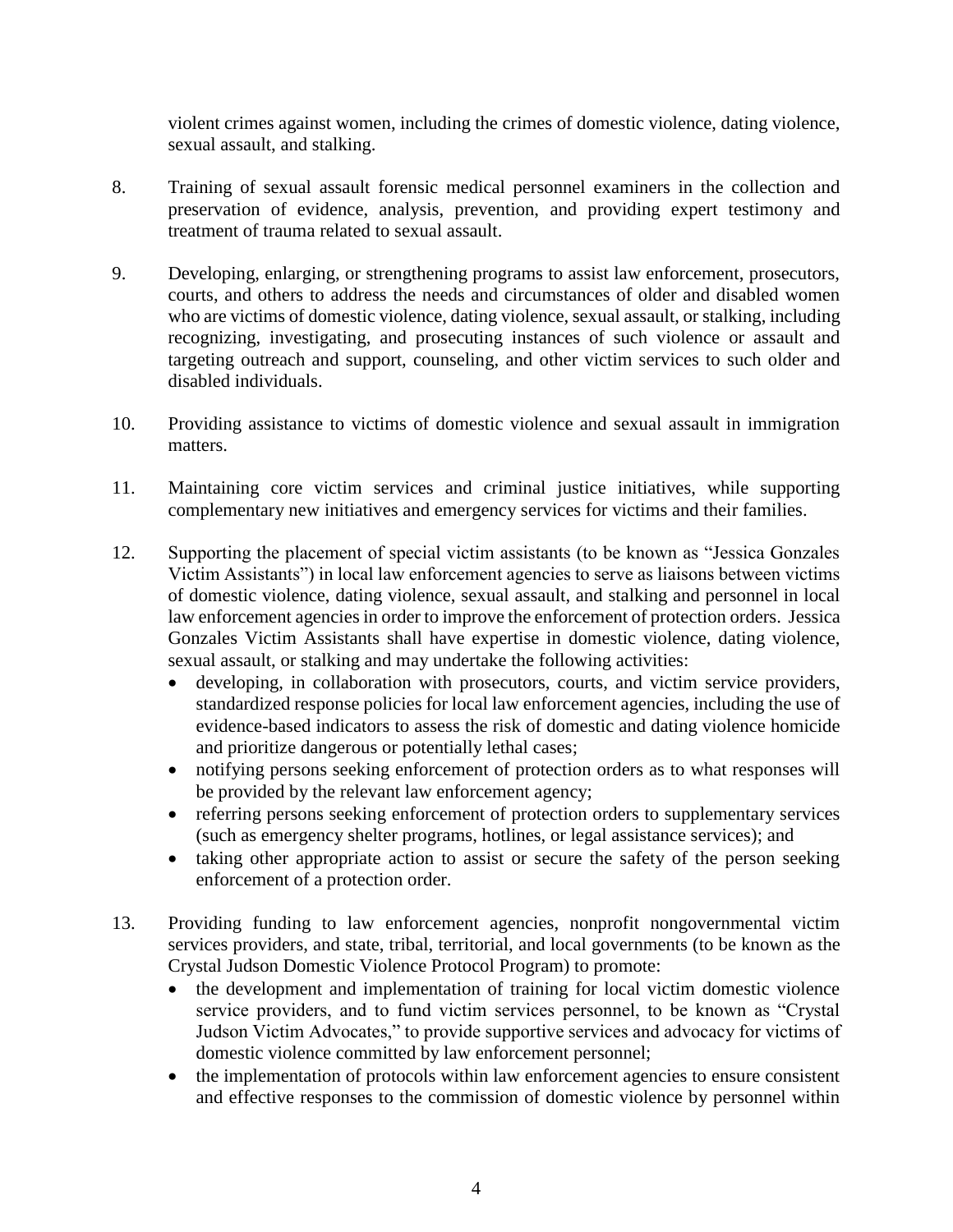violent crimes against women, including the crimes of domestic violence, dating violence, sexual assault, and stalking.

8. Training of sexual assault forensic medical personnel examiners in the collection and preservation of evidence, analysis, prevention, and providing expert testimony and treatment of trauma related to sexual assault.

9. Developing, enlarging, or strengthening programs to assist law enforcement, prosecutors, courts, and others to address the needs and circumstances of older and disabled women who are victims of domestic violence, dating violence, sexual assault, or stalking, including recognizing, investigating, and prosecuting instances of such violence or assault and targeting outreach and support, counseling, and other victim services to such older and disabled individuals.

10. Providing assistance to victims of domestic violence and sexual assault in immigration matters.

11. Maintaining core victim services and criminal justice initiatives, while supporting complementary new initiatives and emergency services for victims and their families.

12. Supporting the placement of special victim assistants (to be known as "Jessica Gonzales Victim Assistants") in local law enforcement agencies to serve as liaisons between victims of domestic violence, dating violence, sexual assault, and stalking and personnel in local law enforcement agencies in order to improve the enforcement of protection orders. Jessica Gonzales Victim Assistants shall have expertise in domestic violence, dating violence, sexual assault, or stalking and may undertake the following activities:
    - developing, in collaboration with prosecutors, courts, and victim service providers, standardized response policies for local law enforcement agencies, including the use of evidence-based indicators to assess the risk of domestic and dating violence homicide and prioritize dangerous or potentially lethal cases;
    - notifying persons seeking enforcement of protection orders as to what responses will be provided by the relevant law enforcement agency;
    - referring persons seeking enforcement of protection orders to supplementary services (such as emergency shelter programs, hotlines, or legal assistance services); and
    - taking other appropriate action to assist or secure the safety of the person seeking enforcement of a protection order.

13. Providing funding to law enforcement agencies, nonprofit nongovernmental victim services providers, and state, tribal, territorial, and local governments (to be known as the Crystal Judson Domestic Violence Protocol Program) to promote:
    - the development and implementation of training for local victim domestic violence service providers, and to fund victim services personnel, to be known as "Crystal Judson Victim Advocates," to provide supportive services and advocacy for victims of domestic violence committed by law enforcement personnel;
    - the implementation of protocols within law enforcement agencies to ensure consistent and effective responses to the commission of domestic violence by personnel within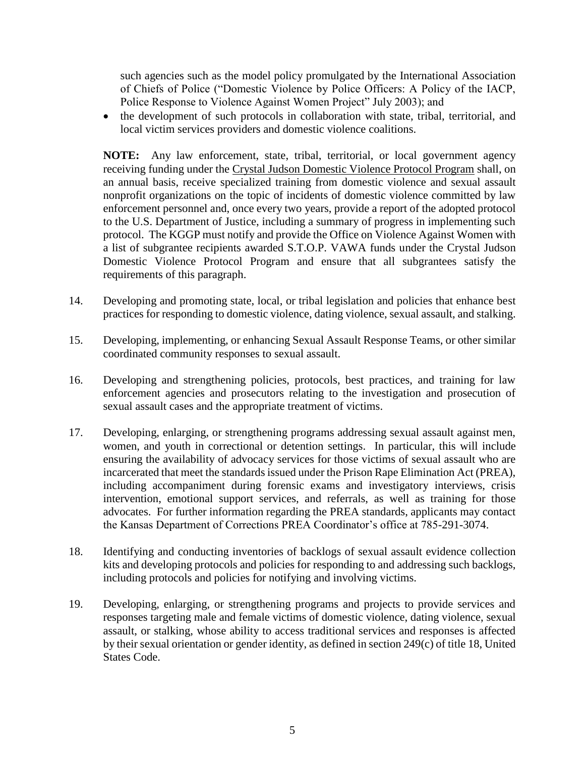such agencies such as the model policy promulgated by the International Association of Chiefs of Police ("Domestic Violence by Police Officers: A Policy of the IACP, Police Response to Violence Against Women Project" July 2003); and

- the development of such protocols in collaboration with state, tribal, territorial, and local victim services providers and domestic violence coalitions.

**NOTE:** Any law enforcement, state, tribal, territorial, or local government agency receiving funding under the Crystal Judson Domestic Violence Protocol Program shall, on an annual basis, receive specialized training from domestic violence and sexual assault nonprofit organizations on the topic of incidents of domestic violence committed by law enforcement personnel and, once every two years, provide a report of the adopted protocol to the U.S. Department of Justice, including a summary of progress in implementing such protocol. The KGGP must notify and provide the Office on Violence Against Women with a list of subgrantee recipients awarded S.T.O.P. VAWA funds under the Crystal Judson Domestic Violence Protocol Program and ensure that all subgrantees satisfy the requirements of this paragraph.

14. Developing and promoting state, local, or tribal legislation and policies that enhance best practices for responding to domestic violence, dating violence, sexual assault, and stalking.

15. Developing, implementing, or enhancing Sexual Assault Response Teams, or other similar coordinated community responses to sexual assault.

16. Developing and strengthening policies, protocols, best practices, and training for law enforcement agencies and prosecutors relating to the investigation and prosecution of sexual assault cases and the appropriate treatment of victims.

17. Developing, enlarging, or strengthening programs addressing sexual assault against men, women, and youth in correctional or detention settings. In particular, this will include ensuring the availability of advocacy services for those victims of sexual assault who are incarcerated that meet the standards issued under the Prison Rape Elimination Act (PREA), including accompaniment during forensic exams and investigatory interviews, crisis intervention, emotional support services, and referrals, as well as training for those advocates. For further information regarding the PREA standards, applicants may contact the Kansas Department of Corrections PREA Coordinator's office at 785-291-3074.

18. Identifying and conducting inventories of backlogs of sexual assault evidence collection kits and developing protocols and policies for responding to and addressing such backlogs, including protocols and policies for notifying and involving victims.

19. Developing, enlarging, or strengthening programs and projects to provide services and responses targeting male and female victims of domestic violence, dating violence, sexual assault, or stalking, whose ability to access traditional services and responses is affected by their sexual orientation or gender identity, as defined in section 249(c) of title 18, United States Code.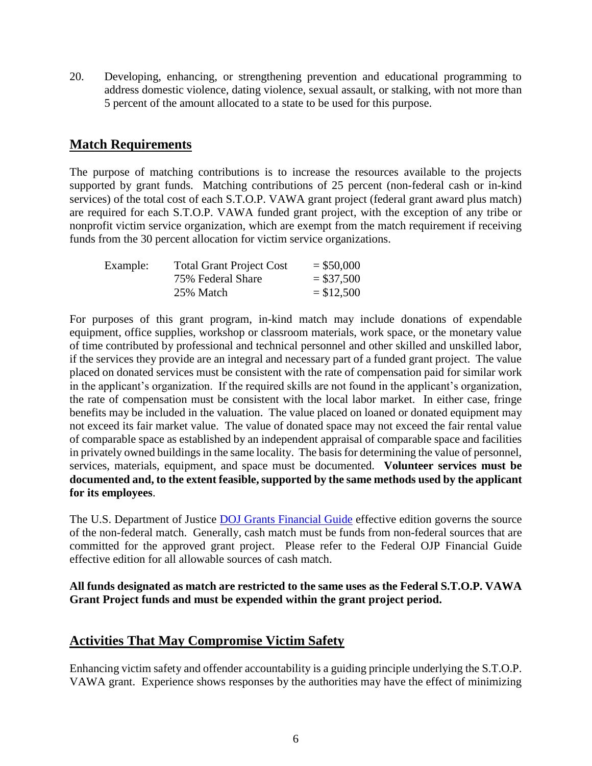20. Developing, enhancing, or strengthening prevention and educational programming to address domestic violence, dating violence, sexual assault, or stalking, with not more than 5 percent of the amount allocated to a state to be used for this purpose.

## Match Requirements

The purpose of matching contributions is to increase the resources available to the projects supported by grant funds. Matching contributions of 25 percent (non-federal cash or in-kind services) of the total cost of each S.T.O.P. VAWA grant project (federal grant award plus match) are required for each S.T.O.P. VAWA funded grant project, with the exception of any tribe or nonprofit victim service organization, which are exempt from the match requirement if receiving funds from the 30 percent allocation for victim service organizations.

| | | |
|---|---|---|
| Example: | Total Grant Project Cost | = $50,000 |
| | 75% Federal Share | = $37,500 |
| | 25% Match | = $12,500 |

For purposes of this grant program, in-kind match may include donations of expendable equipment, office supplies, workshop or classroom materials, work space, or the monetary value of time contributed by professional and technical personnel and other skilled and unskilled labor, if the services they provide are an integral and necessary part of a funded grant project. The value placed on donated services must be consistent with the rate of compensation paid for similar work in the applicant's organization. If the required skills are not found in the applicant's organization, the rate of compensation must be consistent with the local labor market. In either case, fringe benefits may be included in the valuation. The value placed on loaned or donated equipment may not exceed its fair market value. The value of donated space may not exceed the fair rental value of comparable space as established by an independent appraisal of comparable space and facilities in privately owned buildings in the same locality. The basis for determining the value of personnel, services, materials, equipment, and space must be documented. **Volunteer services must be documented and, to the extent feasible, supported by the same methods used by the applicant for its employees**.

The U.S. Department of Justice DOJ Grants Financial Guide effective edition governs the source of the non-federal match. Generally, cash match must be funds from non-federal sources that are committed for the approved grant project. Please refer to the Federal OJP Financial Guide effective edition for all allowable sources of cash match.

**All funds designated as match are restricted to the same uses as the Federal S.T.O.P. VAWA Grant Project funds and must be expended within the grant project period.**

## Activities That May Compromise Victim Safety

Enhancing victim safety and offender accountability is a guiding principle underlying the S.T.O.P. VAWA grant. Experience shows responses by the authorities may have the effect of minimizing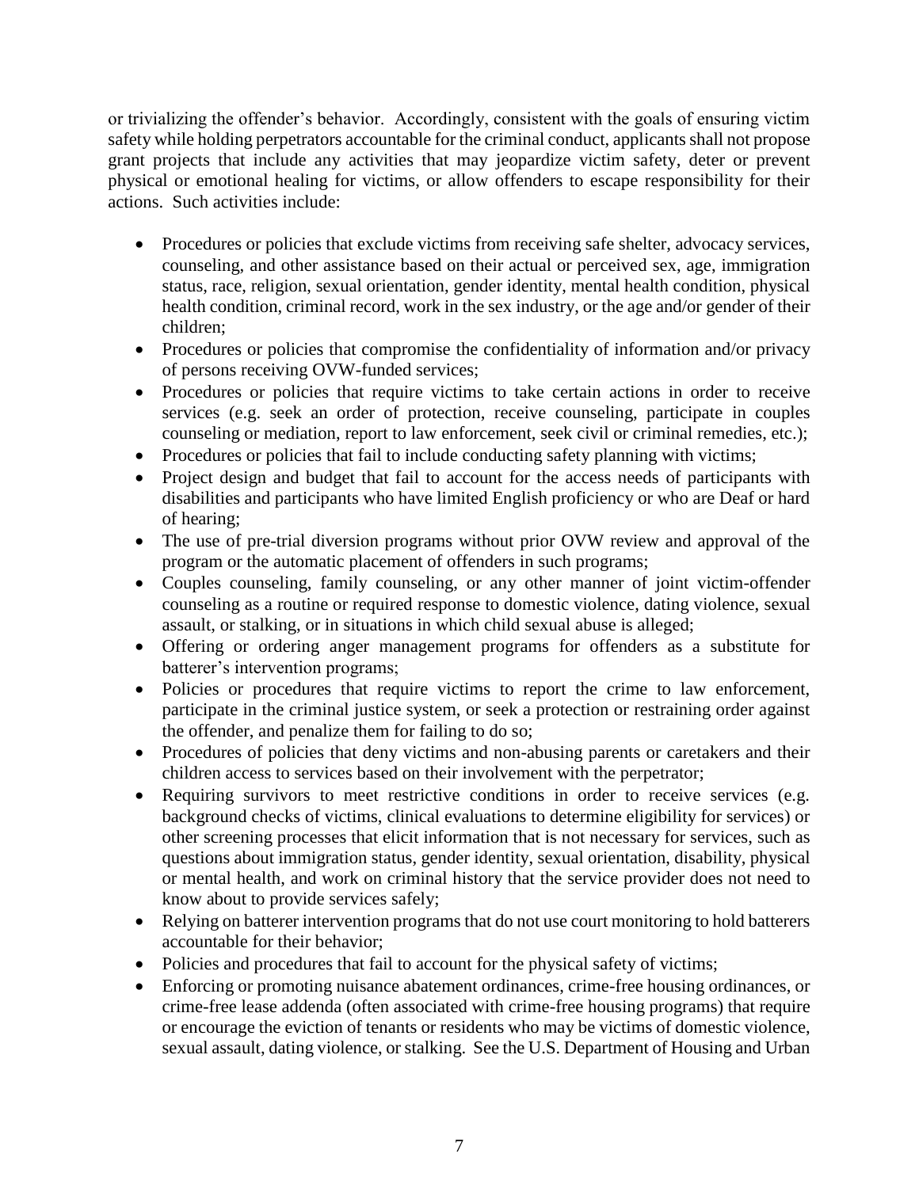or trivializing the offender's behavior. Accordingly, consistent with the goals of ensuring victim safety while holding perpetrators accountable for the criminal conduct, applicants shall not propose grant projects that include any activities that may jeopardize victim safety, deter or prevent physical or emotional healing for victims, or allow offenders to escape responsibility for their actions. Such activities include:

- Procedures or policies that exclude victims from receiving safe shelter, advocacy services, counseling, and other assistance based on their actual or perceived sex, age, immigration status, race, religion, sexual orientation, gender identity, mental health condition, physical health condition, criminal record, work in the sex industry, or the age and/or gender of their children;
- Procedures or policies that compromise the confidentiality of information and/or privacy of persons receiving OVW-funded services;
- Procedures or policies that require victims to take certain actions in order to receive services (e.g. seek an order of protection, receive counseling, participate in couples counseling or mediation, report to law enforcement, seek civil or criminal remedies, etc.);
- Procedures or policies that fail to include conducting safety planning with victims;
- Project design and budget that fail to account for the access needs of participants with disabilities and participants who have limited English proficiency or who are Deaf or hard of hearing;
- The use of pre-trial diversion programs without prior OVW review and approval of the program or the automatic placement of offenders in such programs;
- Couples counseling, family counseling, or any other manner of joint victim-offender counseling as a routine or required response to domestic violence, dating violence, sexual assault, or stalking, or in situations in which child sexual abuse is alleged;
- Offering or ordering anger management programs for offenders as a substitute for batterer's intervention programs;
- Policies or procedures that require victims to report the crime to law enforcement, participate in the criminal justice system, or seek a protection or restraining order against the offender, and penalize them for failing to do so;
- Procedures of policies that deny victims and non-abusing parents or caretakers and their children access to services based on their involvement with the perpetrator;
- Requiring survivors to meet restrictive conditions in order to receive services (e.g. background checks of victims, clinical evaluations to determine eligibility for services) or other screening processes that elicit information that is not necessary for services, such as questions about immigration status, gender identity, sexual orientation, disability, physical or mental health, and work on criminal history that the service provider does not need to know about to provide services safely;
- Relying on batterer intervention programs that do not use court monitoring to hold batterers accountable for their behavior;
- Policies and procedures that fail to account for the physical safety of victims;
- Enforcing or promoting nuisance abatement ordinances, crime-free housing ordinances, or crime-free lease addenda (often associated with crime-free housing programs) that require or encourage the eviction of tenants or residents who may be victims of domestic violence, sexual assault, dating violence, or stalking. See the U.S. Department of Housing and Urban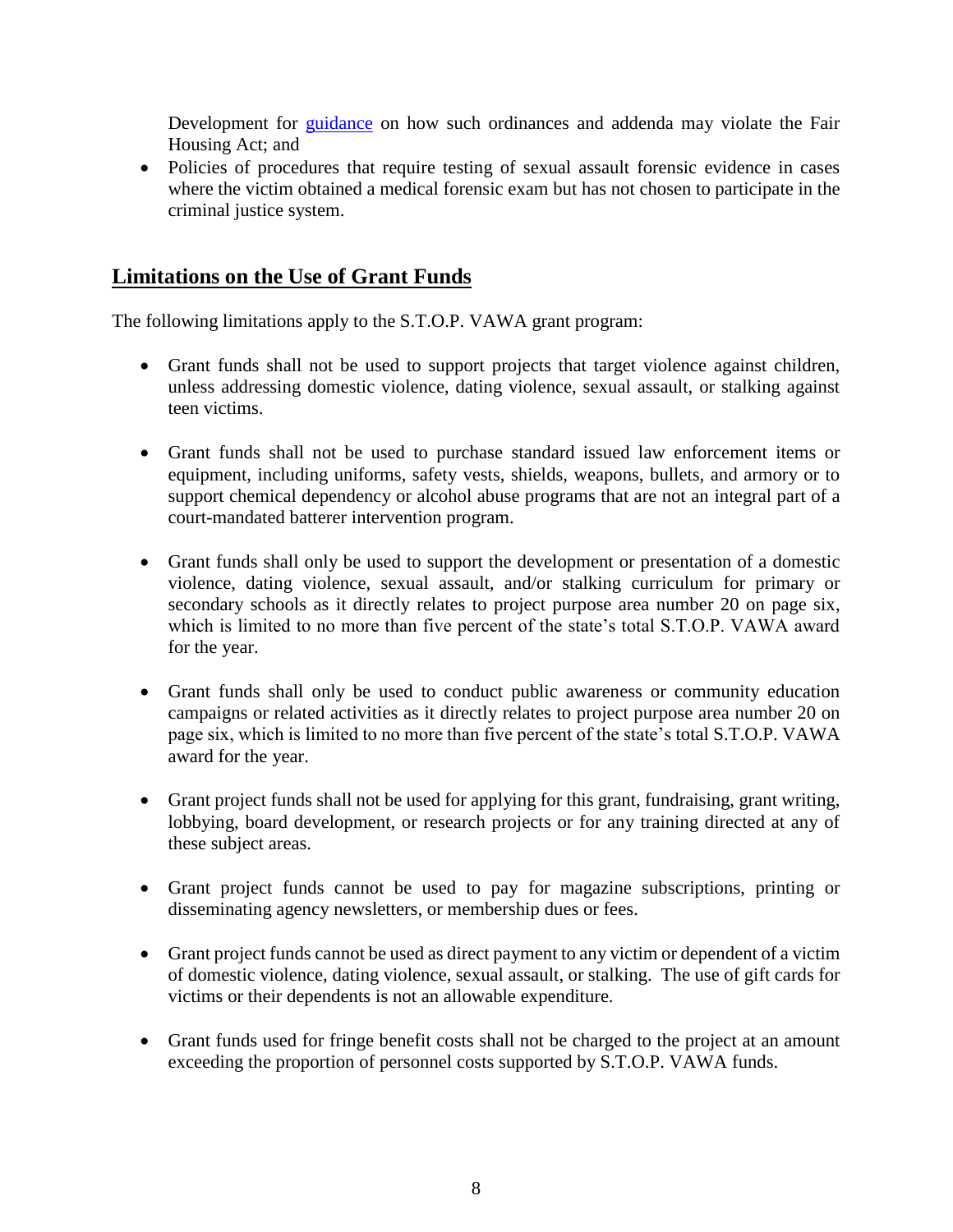Development for [guidance](guidance) on how such ordinances and addenda may violate the Fair Housing Act; and

- Policies of procedures that require testing of sexual assault forensic evidence in cases where the victim obtained a medical forensic exam but has not chosen to participate in the criminal justice system.

## Limitations on the Use of Grant Funds

The following limitations apply to the S.T.O.P. VAWA grant program:

- Grant funds shall not be used to support projects that target violence against children, unless addressing domestic violence, dating violence, sexual assault, or stalking against teen victims.

- Grant funds shall not be used to purchase standard issued law enforcement items or equipment, including uniforms, safety vests, shields, weapons, bullets, and armory or to support chemical dependency or alcohol abuse programs that are not an integral part of a court-mandated batterer intervention program.

- Grant funds shall only be used to support the development or presentation of a domestic violence, dating violence, sexual assault, and/or stalking curriculum for primary or secondary schools as it directly relates to project purpose area number 20 on page six, which is limited to no more than five percent of the state's total S.T.O.P. VAWA award for the year.

- Grant funds shall only be used to conduct public awareness or community education campaigns or related activities as it directly relates to project purpose area number 20 on page six, which is limited to no more than five percent of the state's total S.T.O.P. VAWA award for the year.

- Grant project funds shall not be used for applying for this grant, fundraising, grant writing, lobbying, board development, or research projects or for any training directed at any of these subject areas.

- Grant project funds cannot be used to pay for magazine subscriptions, printing or disseminating agency newsletters, or membership dues or fees.

- Grant project funds cannot be used as direct payment to any victim or dependent of a victim of domestic violence, dating violence, sexual assault, or stalking. The use of gift cards for victims or their dependents is not an allowable expenditure.

- Grant funds used for fringe benefit costs shall not be charged to the project at an amount exceeding the proportion of personnel costs supported by S.T.O.P. VAWA funds.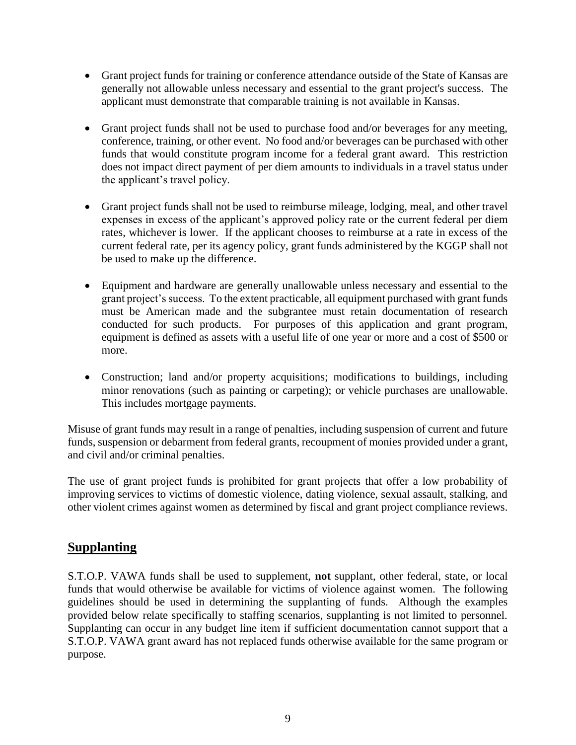- Grant project funds for training or conference attendance outside of the State of Kansas are generally not allowable unless necessary and essential to the grant project's success. The applicant must demonstrate that comparable training is not available in Kansas.

- Grant project funds shall not be used to purchase food and/or beverages for any meeting, conference, training, or other event. No food and/or beverages can be purchased with other funds that would constitute program income for a federal grant award. This restriction does not impact direct payment of per diem amounts to individuals in a travel status under the applicant's travel policy.

- Grant project funds shall not be used to reimburse mileage, lodging, meal, and other travel expenses in excess of the applicant's approved policy rate or the current federal per diem rates, whichever is lower. If the applicant chooses to reimburse at a rate in excess of the current federal rate, per its agency policy, grant funds administered by the KGGP shall not be used to make up the difference.

- Equipment and hardware are generally unallowable unless necessary and essential to the grant project's success. To the extent practicable, all equipment purchased with grant funds must be American made and the subgrantee must retain documentation of research conducted for such products. For purposes of this application and grant program, equipment is defined as assets with a useful life of one year or more and a cost of $500 or more.

- Construction; land and/or property acquisitions; modifications to buildings, including minor renovations (such as painting or carpeting); or vehicle purchases are unallowable. This includes mortgage payments.

Misuse of grant funds may result in a range of penalties, including suspension of current and future funds, suspension or debarment from federal grants, recoupment of monies provided under a grant, and civil and/or criminal penalties.

The use of grant project funds is prohibited for grant projects that offer a low probability of improving services to victims of domestic violence, dating violence, sexual assault, stalking, and other violent crimes against women as determined by fiscal and grant project compliance reviews.

## Supplanting

S.T.O.P. VAWA funds shall be used to supplement, **not** supplant, other federal, state, or local funds that would otherwise be available for victims of violence against women. The following guidelines should be used in determining the supplanting of funds. Although the examples provided below relate specifically to staffing scenarios, supplanting is not limited to personnel. Supplanting can occur in any budget line item if sufficient documentation cannot support that a S.T.O.P. VAWA grant award has not replaced funds otherwise available for the same program or purpose.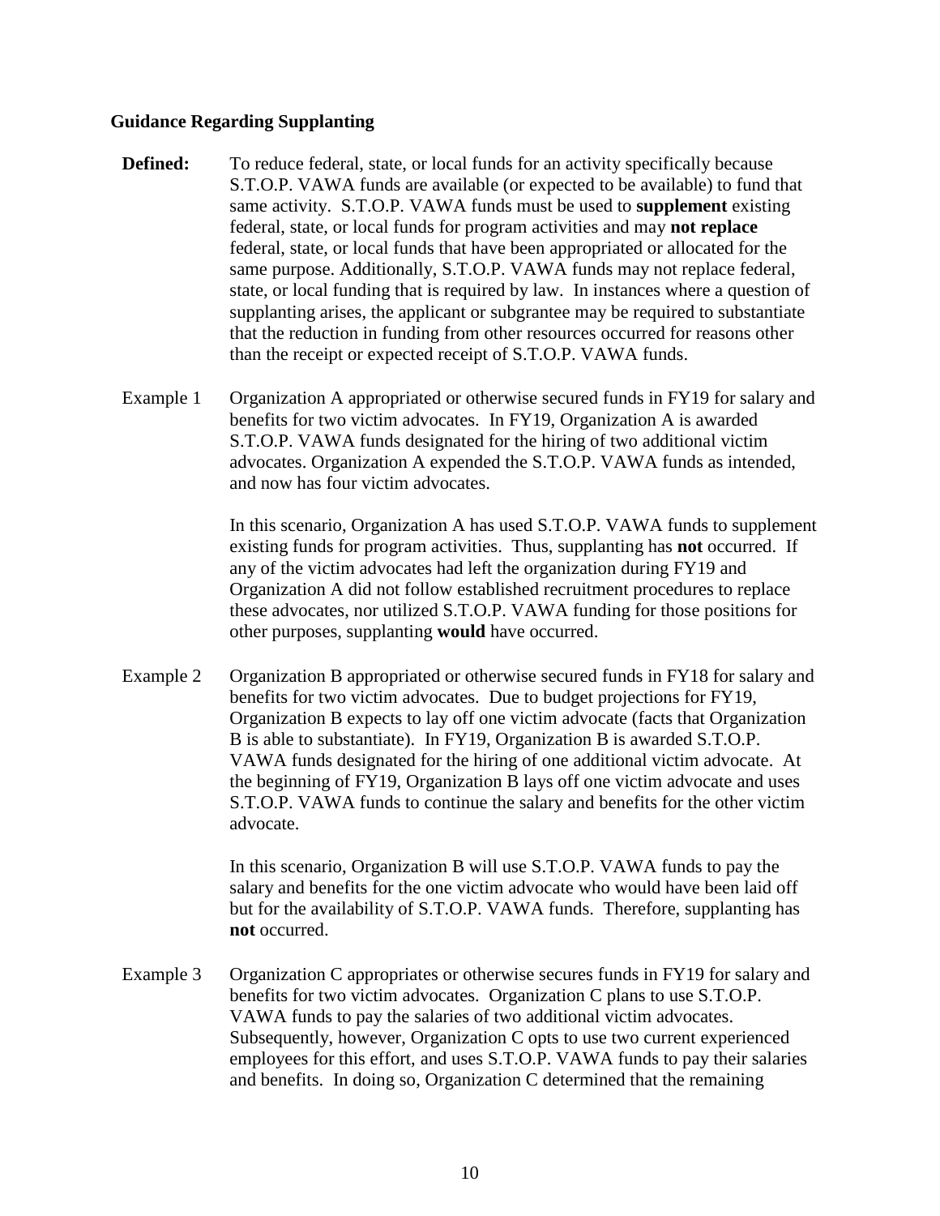### Guidance Regarding Supplanting

**Defined:** To reduce federal, state, or local funds for an activity specifically because S.T.O.P. VAWA funds are available (or expected to be available) to fund that same activity. S.T.O.P. VAWA funds must be used to **supplement** existing federal, state, or local funds for program activities and may **not replace** federal, state, or local funds that have been appropriated or allocated for the same purpose. Additionally, S.T.O.P. VAWA funds may not replace federal, state, or local funding that is required by law. In instances where a question of supplanting arises, the applicant or subgrantee may be required to substantiate that the reduction in funding from other resources occurred for reasons other than the receipt or expected receipt of S.T.O.P. VAWA funds.

Example 1 Organization A appropriated or otherwise secured funds in FY19 for salary and benefits for two victim advocates. In FY19, Organization A is awarded S.T.O.P. VAWA funds designated for the hiring of two additional victim advocates. Organization A expended the S.T.O.P. VAWA funds as intended, and now has four victim advocates.

In this scenario, Organization A has used S.T.O.P. VAWA funds to supplement existing funds for program activities. Thus, supplanting has **not** occurred. If any of the victim advocates had left the organization during FY19 and Organization A did not follow established recruitment procedures to replace these advocates, nor utilized S.T.O.P. VAWA funding for those positions for other purposes, supplanting **would** have occurred.

Example 2 Organization B appropriated or otherwise secured funds in FY18 for salary and benefits for two victim advocates. Due to budget projections for FY19, Organization B expects to lay off one victim advocate (facts that Organization B is able to substantiate). In FY19, Organization B is awarded S.T.O.P. VAWA funds designated for the hiring of one additional victim advocate. At the beginning of FY19, Organization B lays off one victim advocate and uses S.T.O.P. VAWA funds to continue the salary and benefits for the other victim advocate.

In this scenario, Organization B will use S.T.O.P. VAWA funds to pay the salary and benefits for the one victim advocate who would have been laid off but for the availability of S.T.O.P. VAWA funds. Therefore, supplanting has **not** occurred.

Example 3 Organization C appropriates or otherwise secures funds in FY19 for salary and benefits for two victim advocates. Organization C plans to use S.T.O.P. VAWA funds to pay the salaries of two additional victim advocates. Subsequently, however, Organization C opts to use two current experienced employees for this effort, and uses S.T.O.P. VAWA funds to pay their salaries and benefits. In doing so, Organization C determined that the remaining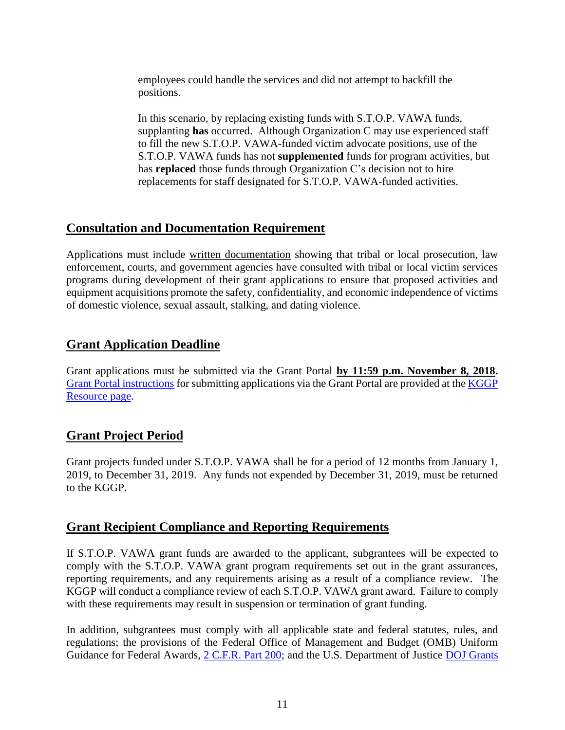employees could handle the services and did not attempt to backfill the positions.

In this scenario, by replacing existing funds with S.T.O.P. VAWA funds, supplanting **has** occurred. Although Organization C may use experienced staff to fill the new S.T.O.P. VAWA-funded victim advocate positions, use of the S.T.O.P. VAWA funds has not **supplemented** funds for program activities, but has **replaced** those funds through Organization C's decision not to hire replacements for staff designated for S.T.O.P. VAWA-funded activities.

## Consultation and Documentation Requirement

Applications must include written documentation showing that tribal or local prosecution, law enforcement, courts, and government agencies have consulted with tribal or local victim services programs during development of their grant applications to ensure that proposed activities and equipment acquisitions promote the safety, confidentiality, and economic independence of victims of domestic violence, sexual assault, stalking, and dating violence.

## Grant Application Deadline

Grant applications must be submitted via the Grant Portal **by 11:59 p.m. November 8, 2018.** Grant Portal instructions for submitting applications via the Grant Portal are provided at the KGGP Resource page.

## Grant Project Period

Grant projects funded under S.T.O.P. VAWA shall be for a period of 12 months from January 1, 2019, to December 31, 2019. Any funds not expended by December 31, 2019, must be returned to the KGGP.

## Grant Recipient Compliance and Reporting Requirements

If S.T.O.P. VAWA grant funds are awarded to the applicant, subgrantees will be expected to comply with the S.T.O.P. VAWA grant program requirements set out in the grant assurances, reporting requirements, and any requirements arising as a result of a compliance review. The KGGP will conduct a compliance review of each S.T.O.P. VAWA grant award. Failure to comply with these requirements may result in suspension or termination of grant funding.

In addition, subgrantees must comply with all applicable state and federal statutes, rules, and regulations; the provisions of the Federal Office of Management and Budget (OMB) Uniform Guidance for Federal Awards, 2 C.F.R. Part 200; and the U.S. Department of Justice DOJ Grants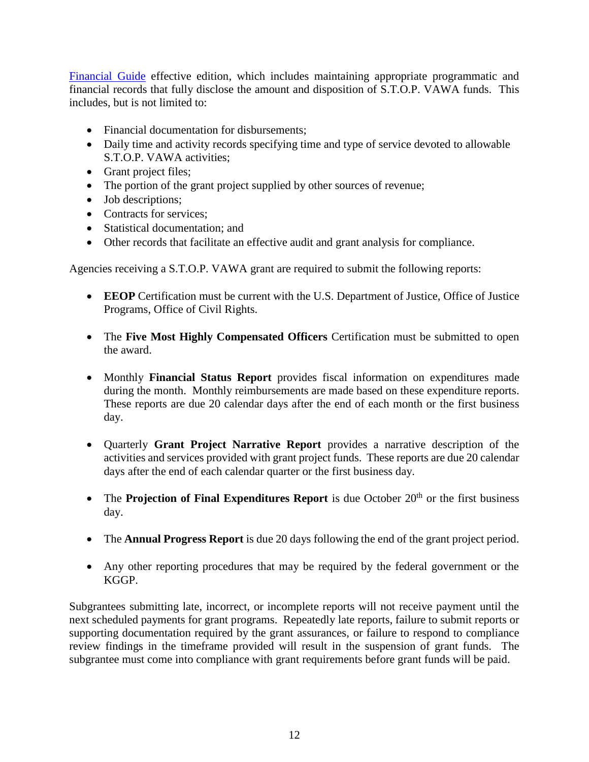[Financial Guide] effective edition, which includes maintaining appropriate programmatic and financial records that fully disclose the amount and disposition of S.T.O.P. VAWA funds. This includes, but is not limited to:

- Financial documentation for disbursements;
- Daily time and activity records specifying time and type of service devoted to allowable S.T.O.P. VAWA activities;
- Grant project files;
- The portion of the grant project supplied by other sources of revenue;
- Job descriptions;
- Contracts for services;
- Statistical documentation; and
- Other records that facilitate an effective audit and grant analysis for compliance.

Agencies receiving a S.T.O.P. VAWA grant are required to submit the following reports:

- **EEOP** Certification must be current with the U.S. Department of Justice, Office of Justice Programs, Office of Civil Rights.

- The **Five Most Highly Compensated Officers** Certification must be submitted to open the award.

- Monthly **Financial Status Report** provides fiscal information on expenditures made during the month. Monthly reimbursements are made based on these expenditure reports. These reports are due 20 calendar days after the end of each month or the first business day.

- Quarterly **Grant Project Narrative Report** provides a narrative description of the activities and services provided with grant project funds. These reports are due 20 calendar days after the end of each calendar quarter or the first business day.

- The **Projection of Final Expenditures Report** is due October 20th or the first business day.

- The **Annual Progress Report** is due 20 days following the end of the grant project period.

- Any other reporting procedures that may be required by the federal government or the KGGP.

Subgrantees submitting late, incorrect, or incomplete reports will not receive payment until the next scheduled payments for grant programs. Repeatedly late reports, failure to submit reports or supporting documentation required by the grant assurances, or failure to respond to compliance review findings in the timeframe provided will result in the suspension of grant funds. The subgrantee must come into compliance with grant requirements before grant funds will be paid.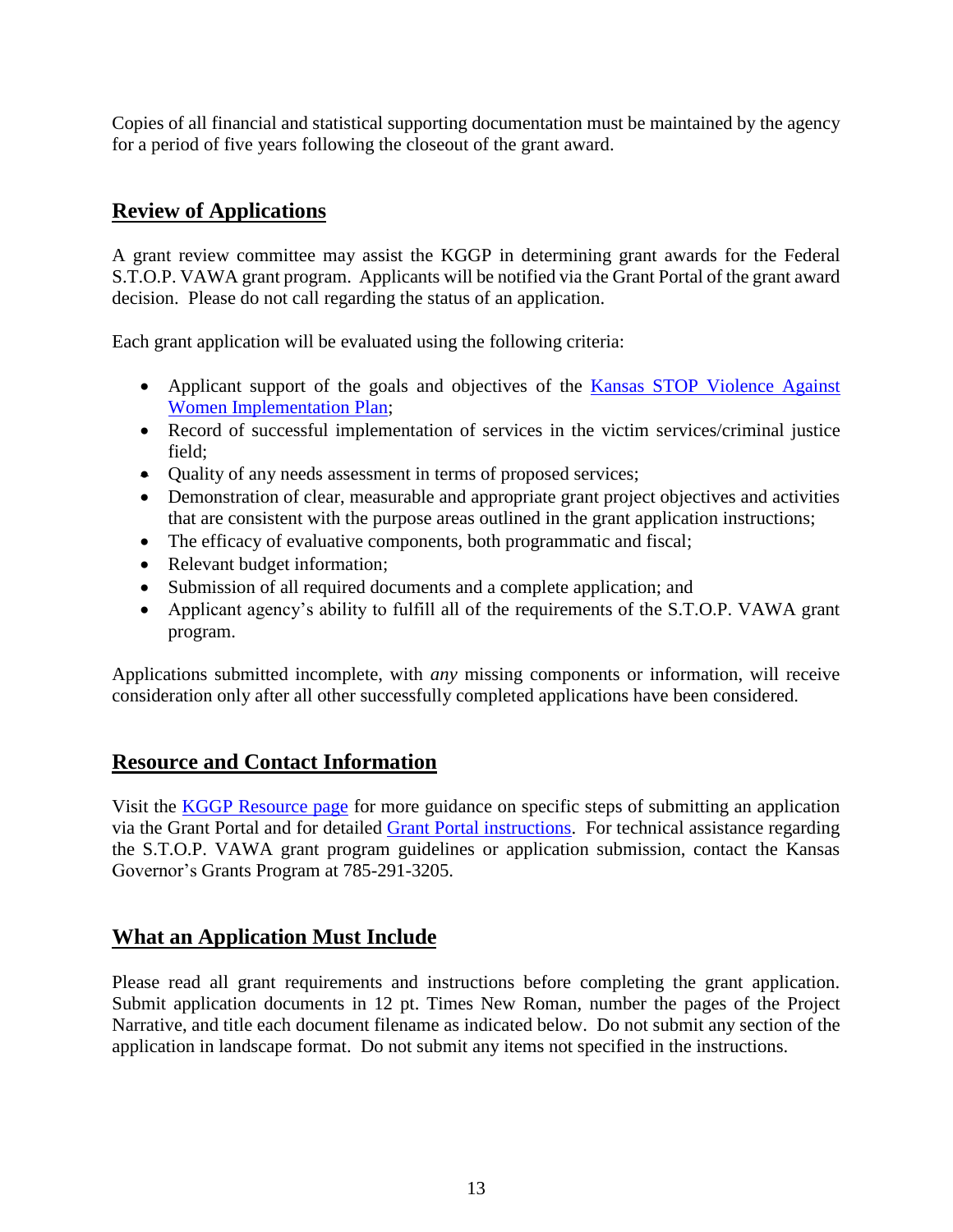Copies of all financial and statistical supporting documentation must be maintained by the agency for a period of five years following the closeout of the grant award.

## Review of Applications

A grant review committee may assist the KGGP in determining grant awards for the Federal S.T.O.P. VAWA grant program. Applicants will be notified via the Grant Portal of the grant award decision. Please do not call regarding the status of an application.

Each grant application will be evaluated using the following criteria:

- Applicant support of the goals and objectives of the Kansas STOP Violence Against Women Implementation Plan;
- Record of successful implementation of services in the victim services/criminal justice field;
- Quality of any needs assessment in terms of proposed services;
- Demonstration of clear, measurable and appropriate grant project objectives and activities that are consistent with the purpose areas outlined in the grant application instructions;
- The efficacy of evaluative components, both programmatic and fiscal;
- Relevant budget information;
- Submission of all required documents and a complete application; and
- Applicant agency's ability to fulfill all of the requirements of the S.T.O.P. VAWA grant program.

Applications submitted incomplete, with *any* missing components or information, will receive consideration only after all other successfully completed applications have been considered.

## Resource and Contact Information

Visit the KGGP Resource page for more guidance on specific steps of submitting an application via the Grant Portal and for detailed Grant Portal instructions. For technical assistance regarding the S.T.O.P. VAWA grant program guidelines or application submission, contact the Kansas Governor's Grants Program at 785-291-3205.

## What an Application Must Include

Please read all grant requirements and instructions before completing the grant application. Submit application documents in 12 pt. Times New Roman, number the pages of the Project Narrative, and title each document filename as indicated below. Do not submit any section of the application in landscape format. Do not submit any items not specified in the instructions.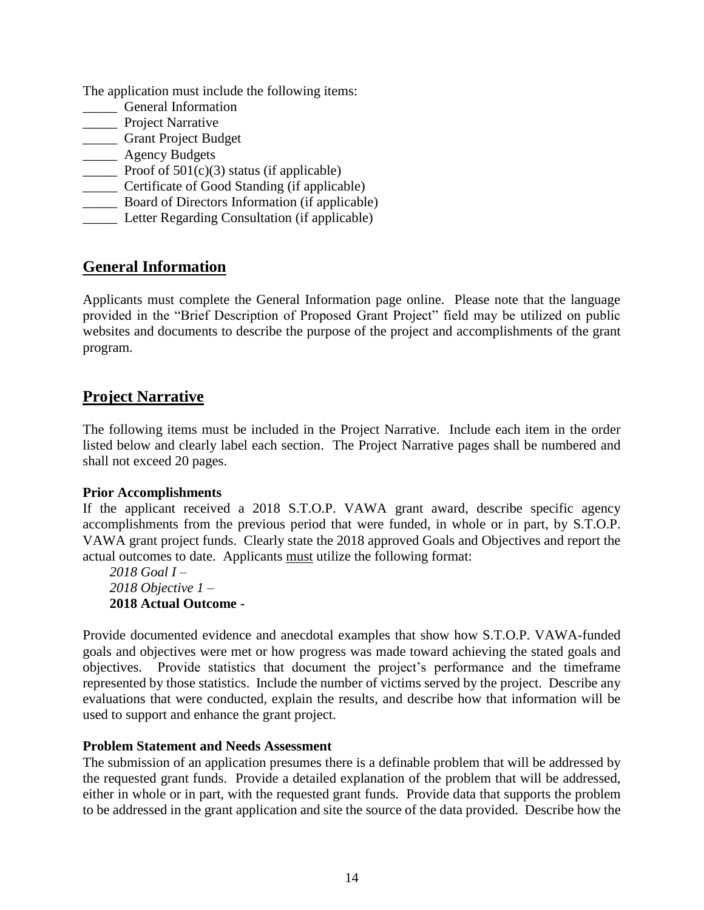The application must include the following items:

_____ General Information
_____ Project Narrative
_____ Grant Project Budget
_____ Agency Budgets
_____ Proof of 501(c)(3) status (if applicable)
_____ Certificate of Good Standing (if applicable)
_____ Board of Directors Information (if applicable)
_____ Letter Regarding Consultation (if applicable)

## General Information

Applicants must complete the General Information page online. Please note that the language provided in the "Brief Description of Proposed Grant Project" field may be utilized on public websites and documents to describe the purpose of the project and accomplishments of the grant program.

## Project Narrative

The following items must be included in the Project Narrative. Include each item in the order listed below and clearly label each section. The Project Narrative pages shall be numbered and shall not exceed 20 pages.

**Prior Accomplishments**

If the applicant received a 2018 S.T.O.P. VAWA grant award, describe specific agency accomplishments from the previous period that were funded, in whole or in part, by S.T.O.P. VAWA grant project funds. Clearly state the 2018 approved Goals and Objectives and report the actual outcomes to date. Applicants <u>must</u> utilize the following format:

*2018 Goal I –*
*2018 Objective 1 –*
**2018 Actual Outcome -**

Provide documented evidence and anecdotal examples that show how S.T.O.P. VAWA-funded goals and objectives were met or how progress was made toward achieving the stated goals and objectives. Provide statistics that document the project's performance and the timeframe represented by those statistics. Include the number of victims served by the project. Describe any evaluations that were conducted, explain the results, and describe how that information will be used to support and enhance the grant project.

**Problem Statement and Needs Assessment**

The submission of an application presumes there is a definable problem that will be addressed by the requested grant funds. Provide a detailed explanation of the problem that will be addressed, either in whole or in part, with the requested grant funds. Provide data that supports the problem to be addressed in the grant application and site the source of the data provided. Describe how the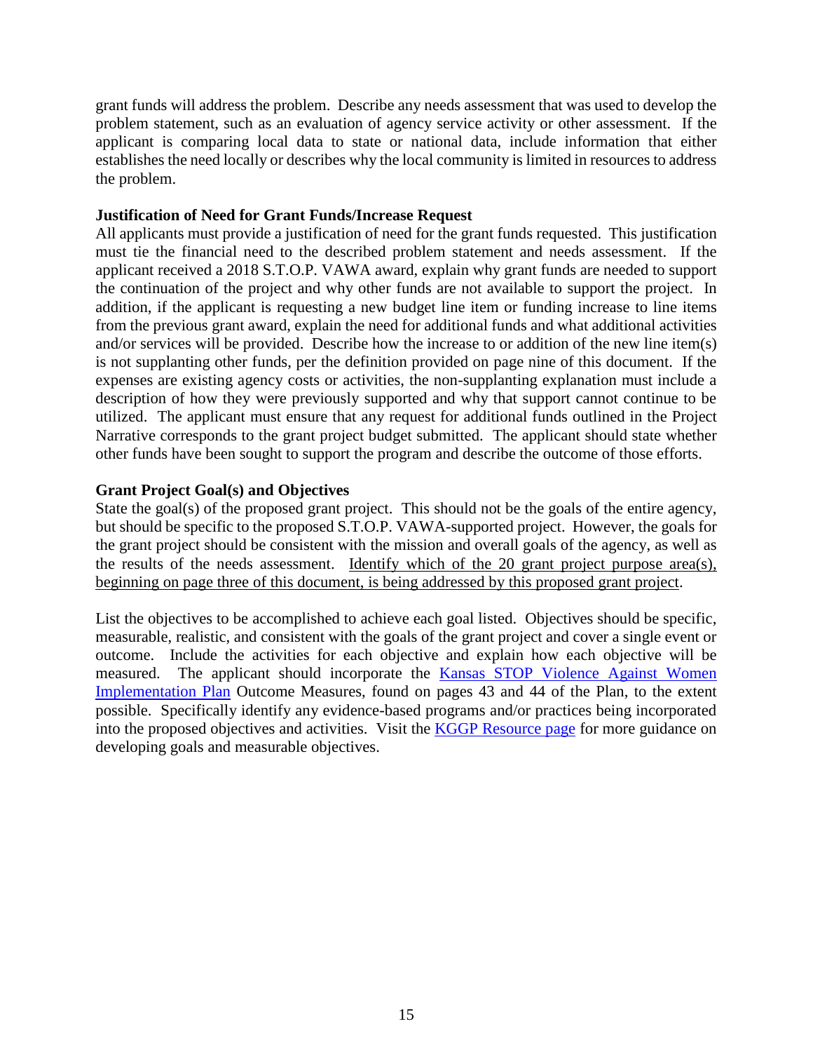grant funds will address the problem. Describe any needs assessment that was used to develop the problem statement, such as an evaluation of agency service activity or other assessment. If the applicant is comparing local data to state or national data, include information that either establishes the need locally or describes why the local community is limited in resources to address the problem.

**Justification of Need for Grant Funds/Increase Request**

All applicants must provide a justification of need for the grant funds requested. This justification must tie the financial need to the described problem statement and needs assessment. If the applicant received a 2018 S.T.O.P. VAWA award, explain why grant funds are needed to support the continuation of the project and why other funds are not available to support the project. In addition, if the applicant is requesting a new budget line item or funding increase to line items from the previous grant award, explain the need for additional funds and what additional activities and/or services will be provided. Describe how the increase to or addition of the new line item(s) is not supplanting other funds, per the definition provided on page nine of this document. If the expenses are existing agency costs or activities, the non-supplanting explanation must include a description of how they were previously supported and why that support cannot continue to be utilized. The applicant must ensure that any request for additional funds outlined in the Project Narrative corresponds to the grant project budget submitted. The applicant should state whether other funds have been sought to support the program and describe the outcome of those efforts.

**Grant Project Goal(s) and Objectives**

State the goal(s) of the proposed grant project. This should not be the goals of the entire agency, but should be specific to the proposed S.T.O.P. VAWA-supported project. However, the goals for the grant project should be consistent with the mission and overall goals of the agency, as well as the results of the needs assessment. Identify which of the 20 grant project purpose area(s), beginning on page three of this document, is being addressed by this proposed grant project.

List the objectives to be accomplished to achieve each goal listed. Objectives should be specific, measurable, realistic, and consistent with the goals of the grant project and cover a single event or outcome. Include the activities for each objective and explain how each objective will be measured. The applicant should incorporate the Kansas STOP Violence Against Women Implementation Plan Outcome Measures, found on pages 43 and 44 of the Plan, to the extent possible. Specifically identify any evidence-based programs and/or practices being incorporated into the proposed objectives and activities. Visit the KGGP Resource page for more guidance on developing goals and measurable objectives.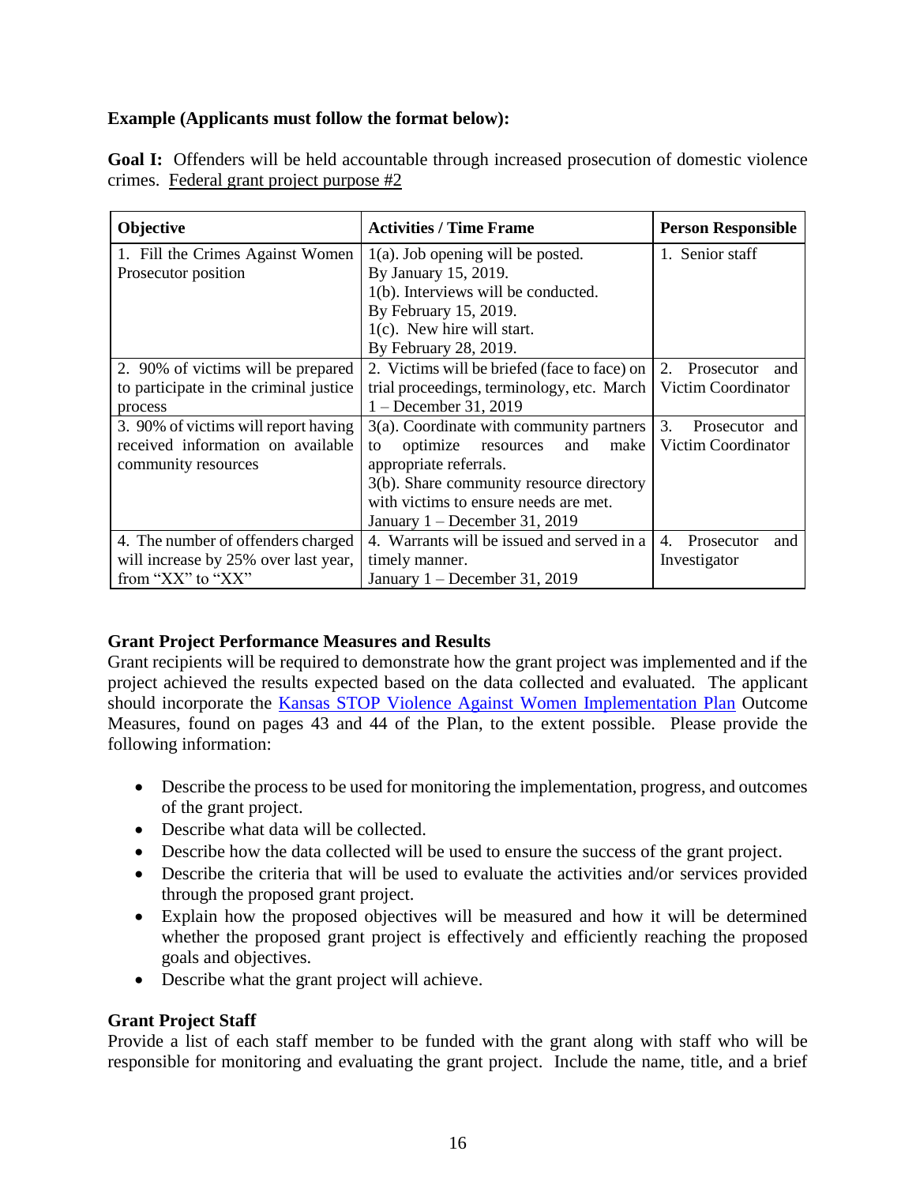**Example (Applicants must follow the format below):**

**Goal I:** Offenders will be held accountable through increased prosecution of domestic violence crimes. Federal grant project purpose #2

| Objective | Activities / Time Frame | Person Responsible |
|---|---|---|
| 1. Fill the Crimes Against Women Prosecutor position | 1(a). Job opening will be posted. By January 15, 2019.<br>1(b). Interviews will be conducted. By February 15, 2019.<br>1(c). New hire will start. By February 28, 2019. | 1. Senior staff |
| 2. 90% of victims will be prepared to participate in the criminal justice process | 2. Victims will be briefed (face to face) on trial proceedings, terminology, etc. March 1 – December 31, 2019 | 2. Prosecutor and Victim Coordinator |
| 3. 90% of victims will report having received information on available community resources | 3(a). Coordinate with community partners to optimize resources and make appropriate referrals.<br>3(b). Share community resource directory with victims to ensure needs are met. January 1 – December 31, 2019 | 3. Prosecutor and Victim Coordinator |
| 4. The number of offenders charged will increase by 25% over last year, from "XX" to "XX" | 4. Warrants will be issued and served in a timely manner. January 1 – December 31, 2019 | 4. Prosecutor and Investigator |

**Grant Project Performance Measures and Results**

Grant recipients will be required to demonstrate how the grant project was implemented and if the project achieved the results expected based on the data collected and evaluated. The applicant should incorporate the Kansas STOP Violence Against Women Implementation Plan Outcome Measures, found on pages 43 and 44 of the Plan, to the extent possible. Please provide the following information:

- Describe the process to be used for monitoring the implementation, progress, and outcomes of the grant project.
- Describe what data will be collected.
- Describe how the data collected will be used to ensure the success of the grant project.
- Describe the criteria that will be used to evaluate the activities and/or services provided through the proposed grant project.
- Explain how the proposed objectives will be measured and how it will be determined whether the proposed grant project is effectively and efficiently reaching the proposed goals and objectives.
- Describe what the grant project will achieve.

**Grant Project Staff**

Provide a list of each staff member to be funded with the grant along with staff who will be responsible for monitoring and evaluating the grant project. Include the name, title, and a brief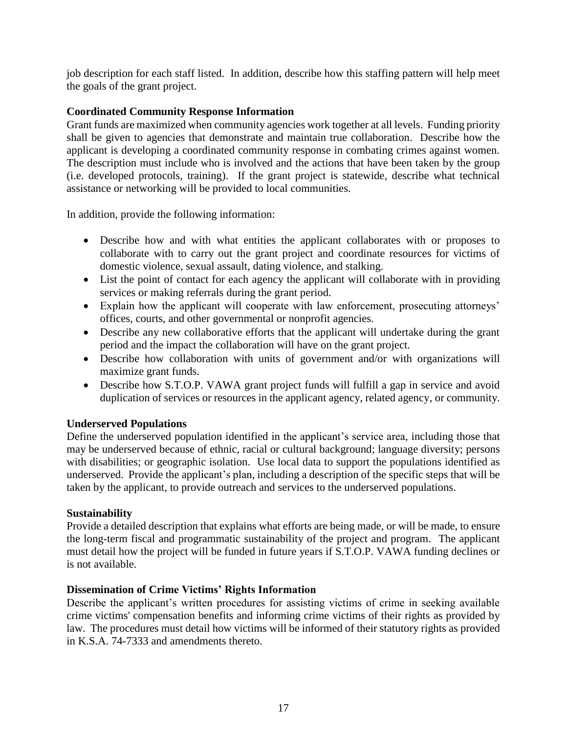job description for each staff listed. In addition, describe how this staffing pattern will help meet the goals of the grant project.

**Coordinated Community Response Information**

Grant funds are maximized when community agencies work together at all levels. Funding priority shall be given to agencies that demonstrate and maintain true collaboration. Describe how the applicant is developing a coordinated community response in combating crimes against women. The description must include who is involved and the actions that have been taken by the group (i.e. developed protocols, training). If the grant project is statewide, describe what technical assistance or networking will be provided to local communities.

In addition, provide the following information:

- Describe how and with what entities the applicant collaborates with or proposes to collaborate with to carry out the grant project and coordinate resources for victims of domestic violence, sexual assault, dating violence, and stalking.
- List the point of contact for each agency the applicant will collaborate with in providing services or making referrals during the grant period.
- Explain how the applicant will cooperate with law enforcement, prosecuting attorneys' offices, courts, and other governmental or nonprofit agencies.
- Describe any new collaborative efforts that the applicant will undertake during the grant period and the impact the collaboration will have on the grant project.
- Describe how collaboration with units of government and/or with organizations will maximize grant funds.
- Describe how S.T.O.P. VAWA grant project funds will fulfill a gap in service and avoid duplication of services or resources in the applicant agency, related agency, or community.

**Underserved Populations**

Define the underserved population identified in the applicant's service area, including those that may be underserved because of ethnic, racial or cultural background; language diversity; persons with disabilities; or geographic isolation. Use local data to support the populations identified as underserved. Provide the applicant's plan, including a description of the specific steps that will be taken by the applicant, to provide outreach and services to the underserved populations.

**Sustainability**

Provide a detailed description that explains what efforts are being made, or will be made, to ensure the long-term fiscal and programmatic sustainability of the project and program. The applicant must detail how the project will be funded in future years if S.T.O.P. VAWA funding declines or is not available.

**Dissemination of Crime Victims' Rights Information**

Describe the applicant's written procedures for assisting victims of crime in seeking available crime victims' compensation benefits and informing crime victims of their rights as provided by law. The procedures must detail how victims will be informed of their statutory rights as provided in K.S.A. 74-7333 and amendments thereto.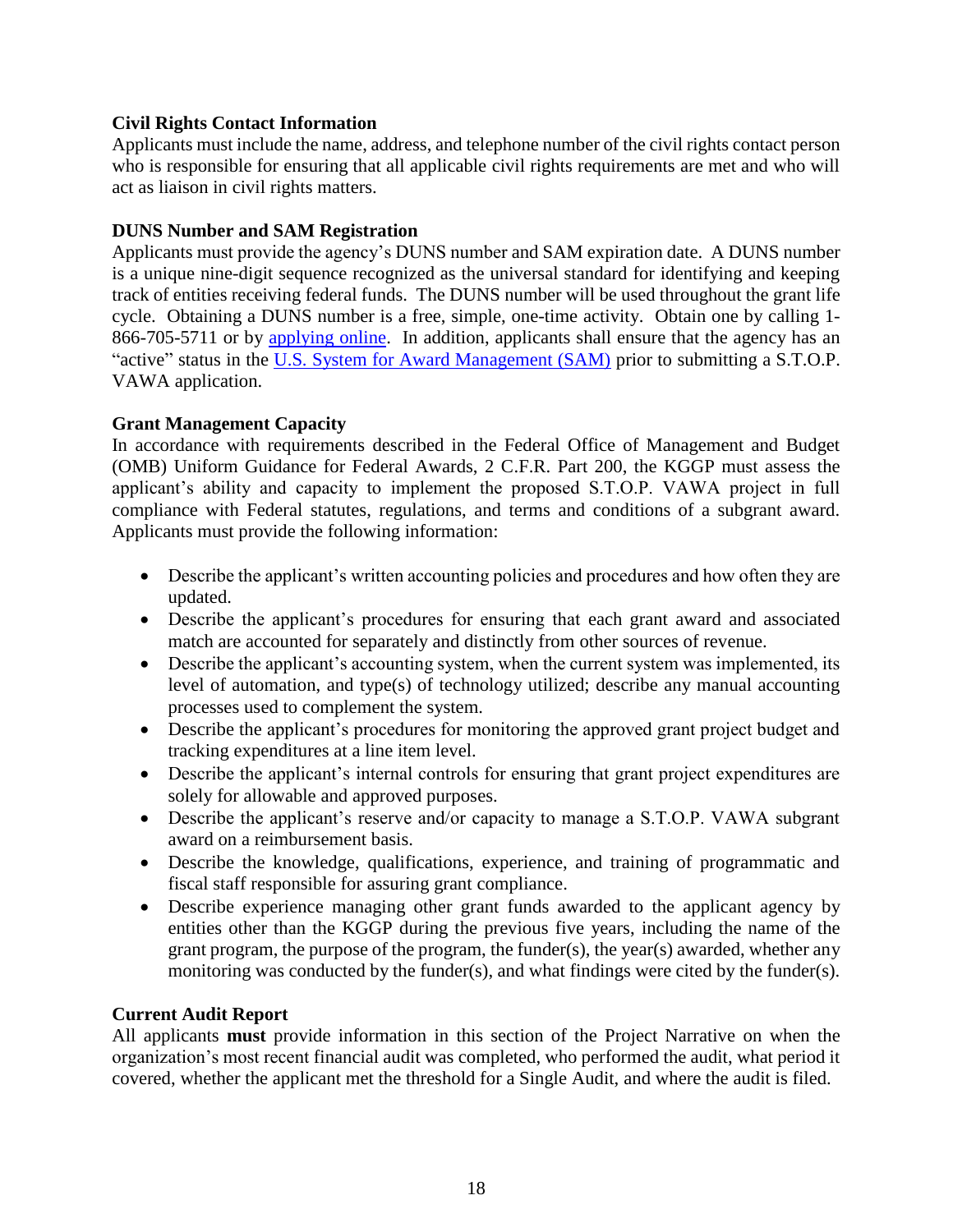### Civil Rights Contact Information

Applicants must include the name, address, and telephone number of the civil rights contact person who is responsible for ensuring that all applicable civil rights requirements are met and who will act as liaison in civil rights matters.

### DUNS Number and SAM Registration

Applicants must provide the agency's DUNS number and SAM expiration date. A DUNS number is a unique nine-digit sequence recognized as the universal standard for identifying and keeping track of entities receiving federal funds. The DUNS number will be used throughout the grant life cycle. Obtaining a DUNS number is a free, simple, one-time activity. Obtain one by calling 1-866-705-5711 or by applying online. In addition, applicants shall ensure that the agency has an "active" status in the U.S. System for Award Management (SAM) prior to submitting a S.T.O.P. VAWA application.

### Grant Management Capacity

In accordance with requirements described in the Federal Office of Management and Budget (OMB) Uniform Guidance for Federal Awards, 2 C.F.R. Part 200, the KGGP must assess the applicant's ability and capacity to implement the proposed S.T.O.P. VAWA project in full compliance with Federal statutes, regulations, and terms and conditions of a subgrant award. Applicants must provide the following information:

- Describe the applicant's written accounting policies and procedures and how often they are updated.
- Describe the applicant's procedures for ensuring that each grant award and associated match are accounted for separately and distinctly from other sources of revenue.
- Describe the applicant's accounting system, when the current system was implemented, its level of automation, and type(s) of technology utilized; describe any manual accounting processes used to complement the system.
- Describe the applicant's procedures for monitoring the approved grant project budget and tracking expenditures at a line item level.
- Describe the applicant's internal controls for ensuring that grant project expenditures are solely for allowable and approved purposes.
- Describe the applicant's reserve and/or capacity to manage a S.T.O.P. VAWA subgrant award on a reimbursement basis.
- Describe the knowledge, qualifications, experience, and training of programmatic and fiscal staff responsible for assuring grant compliance.
- Describe experience managing other grant funds awarded to the applicant agency by entities other than the KGGP during the previous five years, including the name of the grant program, the purpose of the program, the funder(s), the year(s) awarded, whether any monitoring was conducted by the funder(s), and what findings were cited by the funder(s).

### Current Audit Report

All applicants **must** provide information in this section of the Project Narrative on when the organization's most recent financial audit was completed, who performed the audit, what period it covered, whether the applicant met the threshold for a Single Audit, and where the audit is filed.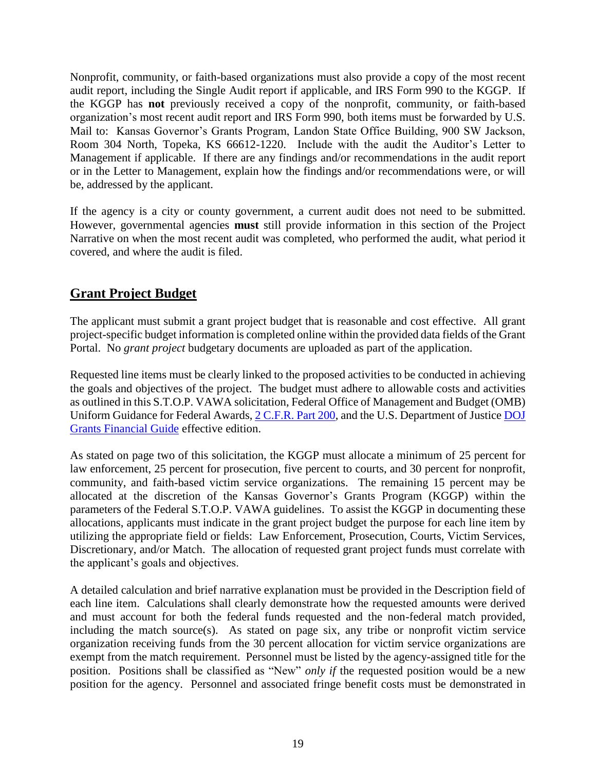Nonprofit, community, or faith-based organizations must also provide a copy of the most recent audit report, including the Single Audit report if applicable, and IRS Form 990 to the KGGP. If the KGGP has **not** previously received a copy of the nonprofit, community, or faith-based organization's most recent audit report and IRS Form 990, both items must be forwarded by U.S. Mail to: Kansas Governor's Grants Program, Landon State Office Building, 900 SW Jackson, Room 304 North, Topeka, KS 66612-1220. Include with the audit the Auditor's Letter to Management if applicable. If there are any findings and/or recommendations in the audit report or in the Letter to Management, explain how the findings and/or recommendations were, or will be, addressed by the applicant.

If the agency is a city or county government, a current audit does not need to be submitted. However, governmental agencies **must** still provide information in this section of the Project Narrative on when the most recent audit was completed, who performed the audit, what period it covered, and where the audit is filed.

## Grant Project Budget

The applicant must submit a grant project budget that is reasonable and cost effective. All grant project-specific budget information is completed online within the provided data fields of the Grant Portal. No *grant project* budgetary documents are uploaded as part of the application.

Requested line items must be clearly linked to the proposed activities to be conducted in achieving the goals and objectives of the project. The budget must adhere to allowable costs and activities as outlined in this S.T.O.P. VAWA solicitation, Federal Office of Management and Budget (OMB) Uniform Guidance for Federal Awards, 2 C.F.R. Part 200, and the U.S. Department of Justice DOJ Grants Financial Guide effective edition.

As stated on page two of this solicitation, the KGGP must allocate a minimum of 25 percent for law enforcement, 25 percent for prosecution, five percent to courts, and 30 percent for nonprofit, community, and faith-based victim service organizations. The remaining 15 percent may be allocated at the discretion of the Kansas Governor's Grants Program (KGGP) within the parameters of the Federal S.T.O.P. VAWA guidelines. To assist the KGGP in documenting these allocations, applicants must indicate in the grant project budget the purpose for each line item by utilizing the appropriate field or fields: Law Enforcement, Prosecution, Courts, Victim Services, Discretionary, and/or Match. The allocation of requested grant project funds must correlate with the applicant's goals and objectives.

A detailed calculation and brief narrative explanation must be provided in the Description field of each line item. Calculations shall clearly demonstrate how the requested amounts were derived and must account for both the federal funds requested and the non-federal match provided, including the match source(s). As stated on page six, any tribe or nonprofit victim service organization receiving funds from the 30 percent allocation for victim service organizations are exempt from the match requirement. Personnel must be listed by the agency-assigned title for the position. Positions shall be classified as "New" *only if* the requested position would be a new position for the agency. Personnel and associated fringe benefit costs must be demonstrated in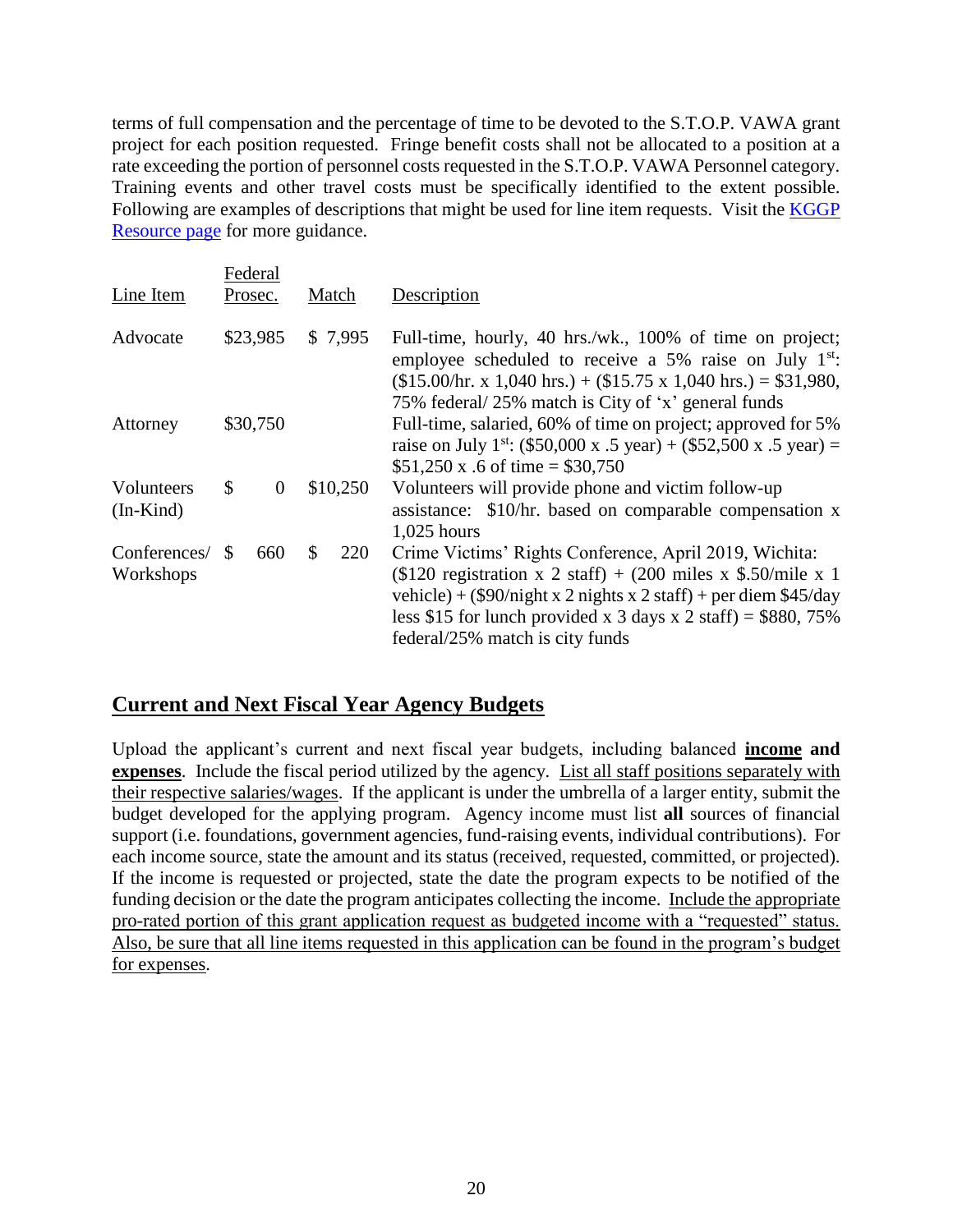terms of full compensation and the percentage of time to be devoted to the S.T.O.P. VAWA grant project for each position requested. Fringe benefit costs shall not be allocated to a position at a rate exceeding the portion of personnel costs requested in the S.T.O.P. VAWA Personnel category. Training events and other travel costs must be specifically identified to the extent possible. Following are examples of descriptions that might be used for line item requests. Visit the KGGP Resource page for more guidance.

| Line Item | Federal Prosec. | Match | Description |
|---|---|---|---|
| Advocate | $23,985 | $ 7,995 | Full-time, hourly, 40 hrs./wk., 100% of time on project; employee scheduled to receive a 5% raise on July 1st: ($15.00/hr. x 1,040 hrs.) + ($15.75 x 1,040 hrs.) = $31,980, 75% federal/ 25% match is City of 'x' general funds |
| Attorney | $30,750 | | Full-time, salaried, 60% of time on project; approved for 5% raise on July 1st: ($50,000 x .5 year) + ($52,500 x .5 year) = $51,250 x .6 of time = $30,750 |
| Volunteers (In-Kind) | $ 0 | $10,250 | Volunteers will provide phone and victim follow-up assistance: $10/hr. based on comparable compensation x 1,025 hours |
| Conferences/ Workshops | $ 660 | $ 220 | Crime Victims' Rights Conference, April 2019, Wichita: ($120 registration x 2 staff) + (200 miles x $.50/mile x 1 vehicle) + ($90/night x 2 nights x 2 staff) + per diem $45/day less $15 for lunch provided x 3 days x 2 staff) = $880, 75% federal/25% match is city funds |

## Current and Next Fiscal Year Agency Budgets

Upload the applicant's current and next fiscal year budgets, including balanced **income and expenses**. Include the fiscal period utilized by the agency. List all staff positions separately with their respective salaries/wages. If the applicant is under the umbrella of a larger entity, submit the budget developed for the applying program. Agency income must list **all** sources of financial support (i.e. foundations, government agencies, fund-raising events, individual contributions). For each income source, state the amount and its status (received, requested, committed, or projected). If the income is requested or projected, state the date the program expects to be notified of the funding decision or the date the program anticipates collecting the income. Include the appropriate pro-rated portion of this grant application request as budgeted income with a "requested" status. Also, be sure that all line items requested in this application can be found in the program's budget for expenses.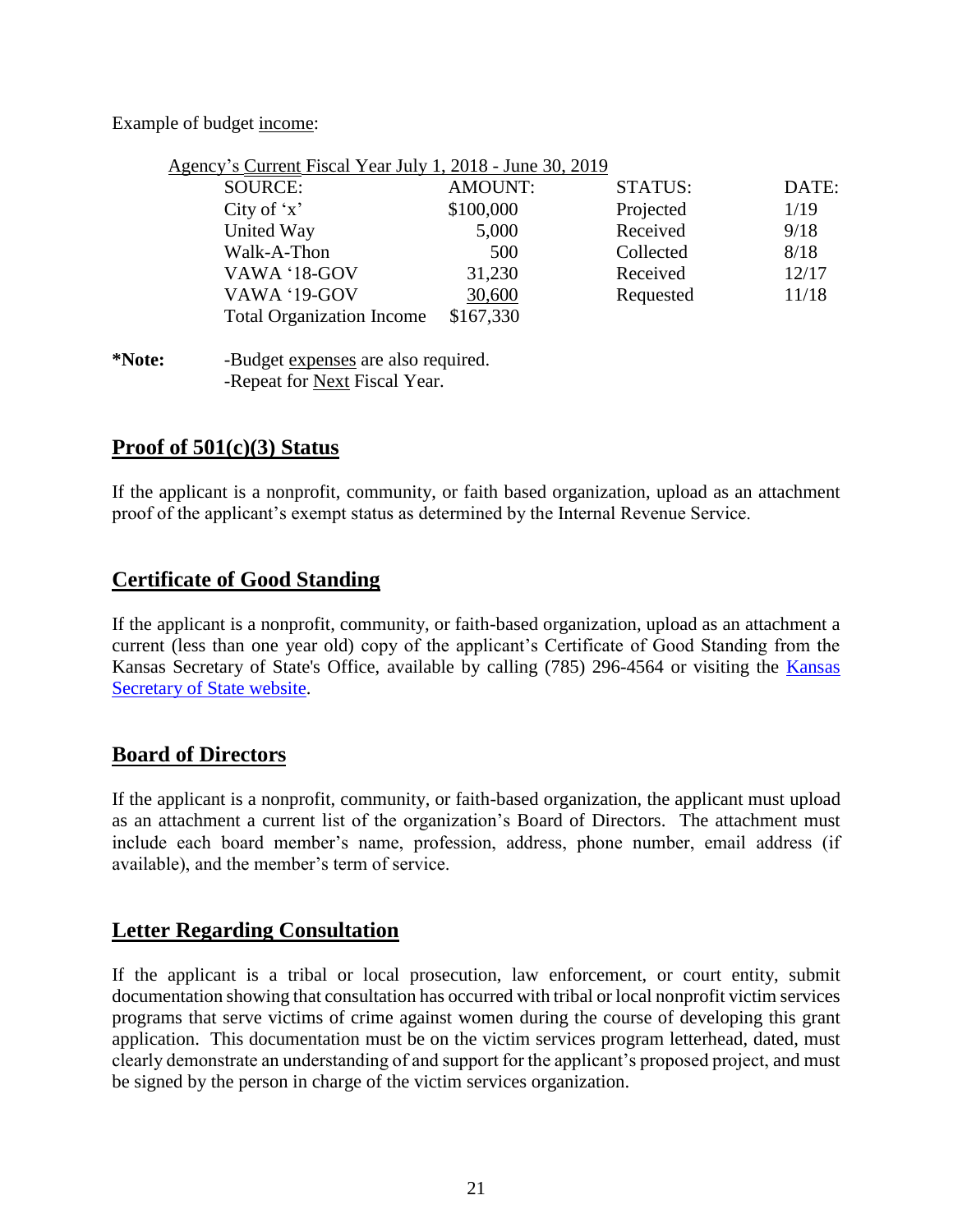Example of budget income:

Agency's Current Fiscal Year July 1, 2018 - June 30, 2019

| SOURCE: | AMOUNT: | STATUS: | DATE: |
|---|---|---|---|
| City of 'x' | $100,000 | Projected | 1/19 |
| United Way | 5,000 | Received | 9/18 |
| Walk-A-Thon | 500 | Collected | 8/18 |
| VAWA '18-GOV | 31,230 | Received | 12/17 |
| VAWA '19-GOV | 30,600 | Requested | 11/18 |
| Total Organization Income | $167,330 | | |

**\*Note:** -Budget expenses are also required.
-Repeat for Next Fiscal Year.

## Proof of 501(c)(3) Status

If the applicant is a nonprofit, community, or faith based organization, upload as an attachment proof of the applicant's exempt status as determined by the Internal Revenue Service.

## Certificate of Good Standing

If the applicant is a nonprofit, community, or faith-based organization, upload as an attachment a current (less than one year old) copy of the applicant's Certificate of Good Standing from the Kansas Secretary of State's Office, available by calling (785) 296-4564 or visiting the Kansas Secretary of State website.

## Board of Directors

If the applicant is a nonprofit, community, or faith-based organization, the applicant must upload as an attachment a current list of the organization's Board of Directors. The attachment must include each board member's name, profession, address, phone number, email address (if available), and the member's term of service.

## Letter Regarding Consultation

If the applicant is a tribal or local prosecution, law enforcement, or court entity, submit documentation showing that consultation has occurred with tribal or local nonprofit victim services programs that serve victims of crime against women during the course of developing this grant application. This documentation must be on the victim services program letterhead, dated, must clearly demonstrate an understanding of and support for the applicant's proposed project, and must be signed by the person in charge of the victim services organization.